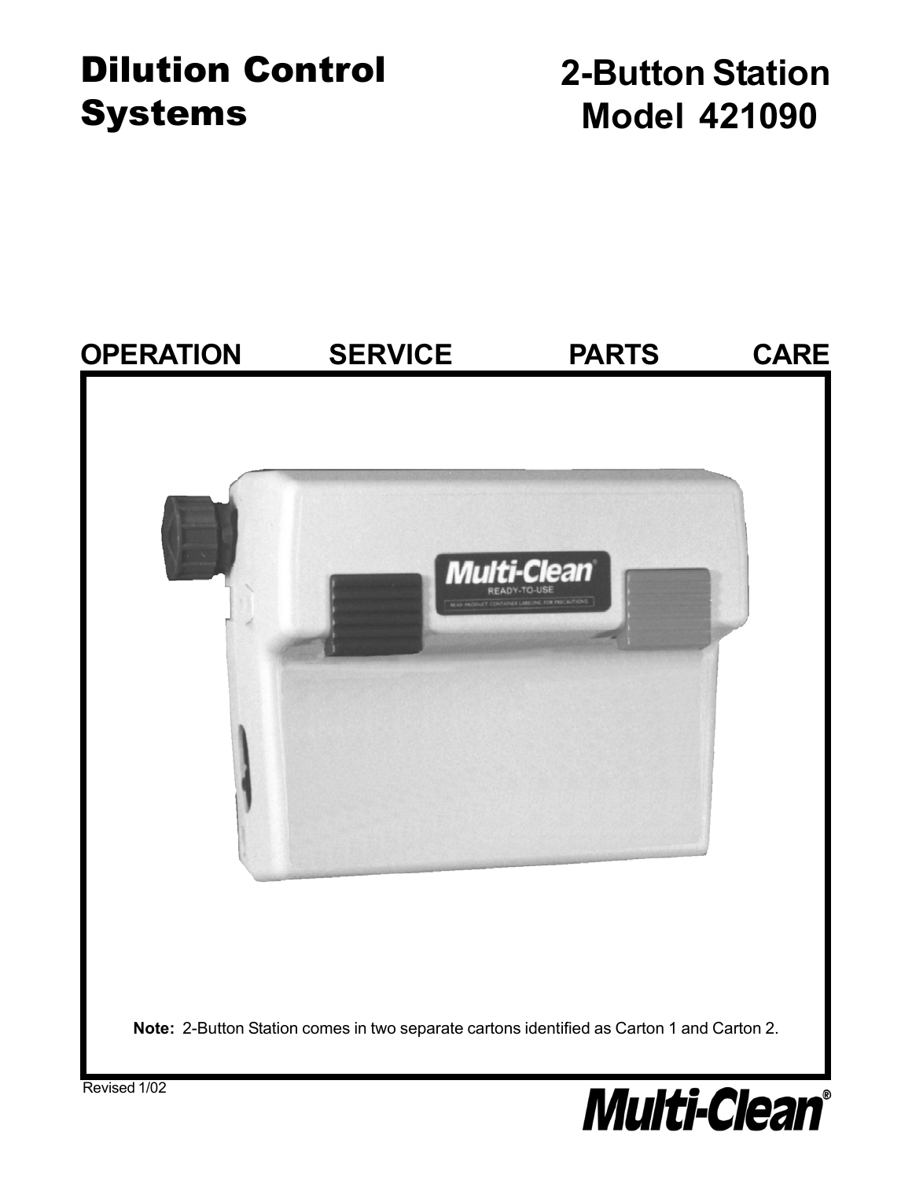# Dilution Control Systems

# 2-Button Station Model 421090

**OPERATION SERVICE PARTS CARE**

**Note:** 2-Button Station comes in two separate cartons identified as Carton 1 and Carton 2.

Revised 1/02

Multi-Clean®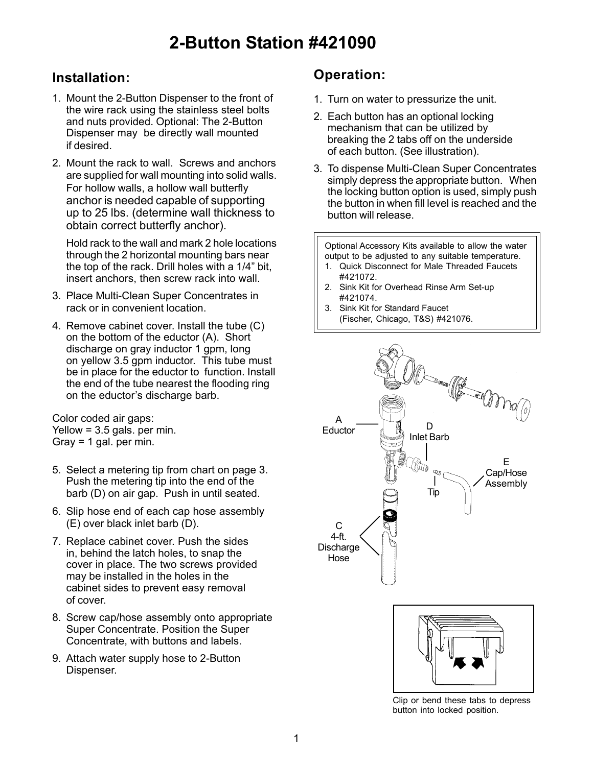# 2-Button Station #421090

## Installation:

1. Mount the 2-Button Dispenser to the front of the wire rack using the stainless steel bolts and nuts provided. Optional: The 2-Button Dispenser may be directly wall mounted if desired.
2. Mount the rack to wall. Screws and anchors are supplied for wall mounting into solid walls. For hollow walls, a hollow wall butterfly anchor is needed capable of supporting up to 25 lbs. (determine wall thickness to obtain correct butterfly anchor).

   Hold rack to the wall and mark 2 hole locations through the 2 horizontal mounting bars near the top of the rack. Drill holes with a 1/4" bit, insert anchors, then screw rack into wall.
3. Place Multi-Clean Super Concentrates in rack or in convenient location.
4. Remove cabinet cover. Install the tube (C) on the bottom of the eductor (A). Short discharge on gray inductor 1 gpm, long on yellow 3.5 gpm inductor. This tube must be in place for the eductor to function. Install the end of the tube nearest the flooding ring on the eductor's discharge barb.

Color coded air gaps:
Yellow = 3.5 gals. per min.
Gray = 1 gal. per min.

5. Select a metering tip from chart on page 3. Push the metering tip into the end of the barb (D) on air gap. Push in until seated.
6. Slip hose end of each cap hose assembly (E) over black inlet barb (D).
7. Replace cabinet cover. Push the sides in, behind the latch holes, to snap the cover in place. The two screws provided may be installed in the holes in the cabinet sides to prevent easy removal of cover.
8. Screw cap/hose assembly onto appropriate Super Concentrate. Position the Super Concentrate, with buttons and labels.
9. Attach water supply hose to 2-Button Dispenser.

## Operation:

1. Turn on water to pressurize the unit.
2. Each button has an optional locking mechanism that can be utilized by breaking the 2 tabs off on the underside of each button. (See illustration).
3. To dispense Multi-Clean Super Concentrates simply depress the appropriate button. When the locking button option is used, simply push the button in when fill level is reached and the button will release.

Optional Accessory Kits available to allow the water output to be adjusted to any suitable temperature.

1. Quick Disconnect for Male Threaded Faucets #421072.
2. Sink Kit for Overhead Rinse Arm Set-up #421074.
3. Sink Kit for Standard Faucet (Fischer, Chicago, T&S) #421076.

A Eductor

D Inlet Barb

E Cap/Hose Assembly

Tip

C 4-ft. Discharge Hose

Clip or bend these tabs to depress button into locked position.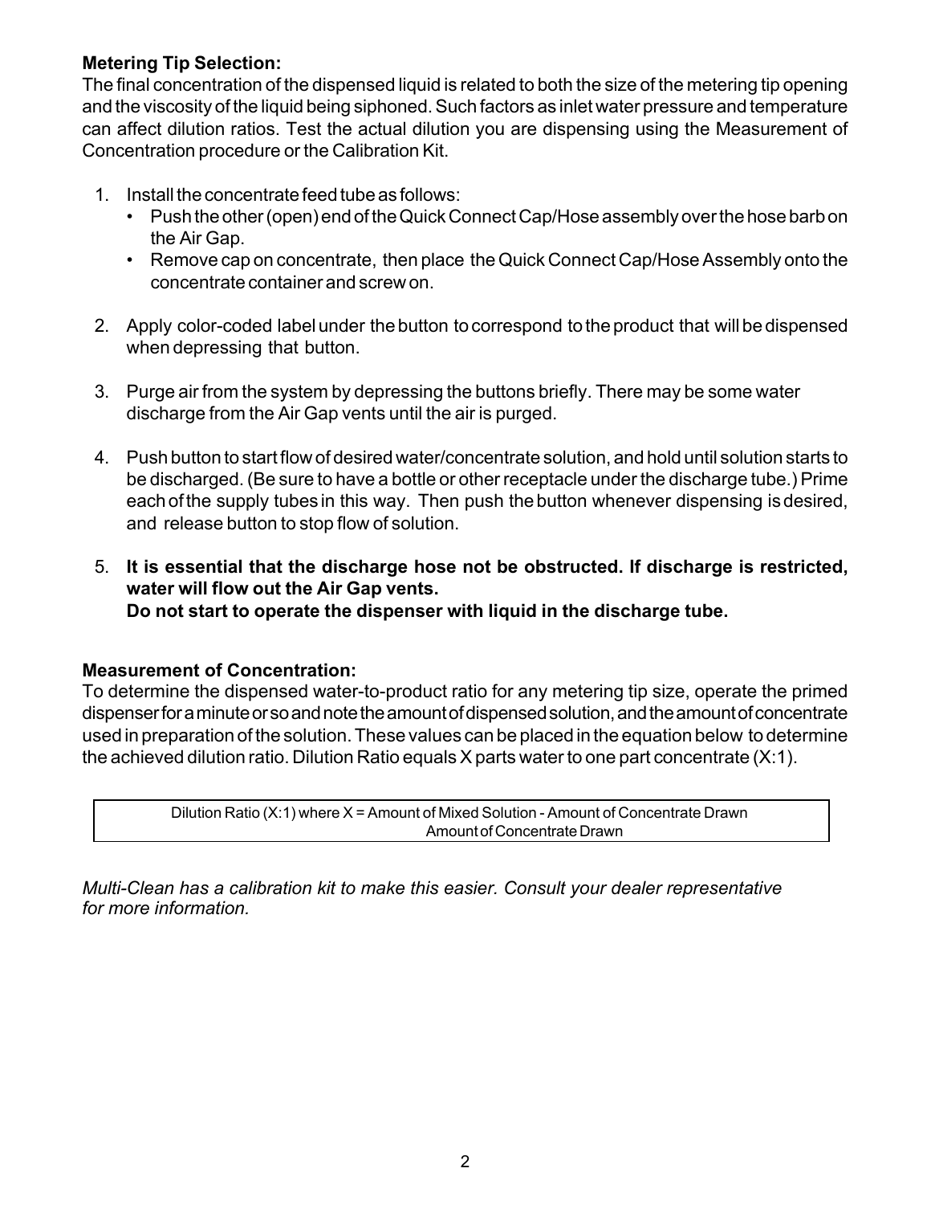**Metering Tip Selection:**

The final concentration of the dispensed liquid is related to both the size of the metering tip opening and the viscosity of the liquid being siphoned. Such factors as inlet water pressure and temperature can affect dilution ratios. Test the actual dilution you are dispensing using the Measurement of Concentration procedure or the Calibration Kit.

1. Install the concentrate feed tube as follows:
   - Push the other (open) end of the Quick Connect Cap/Hose assembly over the hose barb on the Air Gap.
   - Remove cap on concentrate, then place the Quick Connect Cap/Hose Assembly onto the concentrate container and screw on.

2. Apply color-coded label under the button to correspond to the product that will be dispensed when depressing that button.

3. Purge air from the system by depressing the buttons briefly. There may be some water discharge from the Air Gap vents until the air is purged.

4. Push button to start flow of desired water/concentrate solution, and hold until solution starts to be discharged. (Be sure to have a bottle or other receptacle under the discharge tube.) Prime each of the supply tubes in this way. Then push the button whenever dispensing is desired, and release button to stop flow of solution.

5. **It is essential that the discharge hose not be obstructed. If discharge is restricted, water will flow out the Air Gap vents.**
   **Do not start to operate the dispenser with liquid in the discharge tube.**

**Measurement of Concentration:**

To determine the dispensed water-to-product ratio for any metering tip size, operate the primed dispenser for a minute or so and note the amount of dispensed solution, and the amount of concentrate used in preparation of the solution. These values can be placed in the equation below to determine the achieved dilution ratio. Dilution Ratio equals X parts water to one part concentrate (X:1).

$$\text{Dilution Ratio (X:1) where } X = \frac{\text{Amount of Mixed Solution} - \text{Amount of Concentrate Drawn}}{\text{Amount of Concentrate Drawn}}$$

*Multi-Clean has a calibration kit to make this easier. Consult your dealer representative for more information.*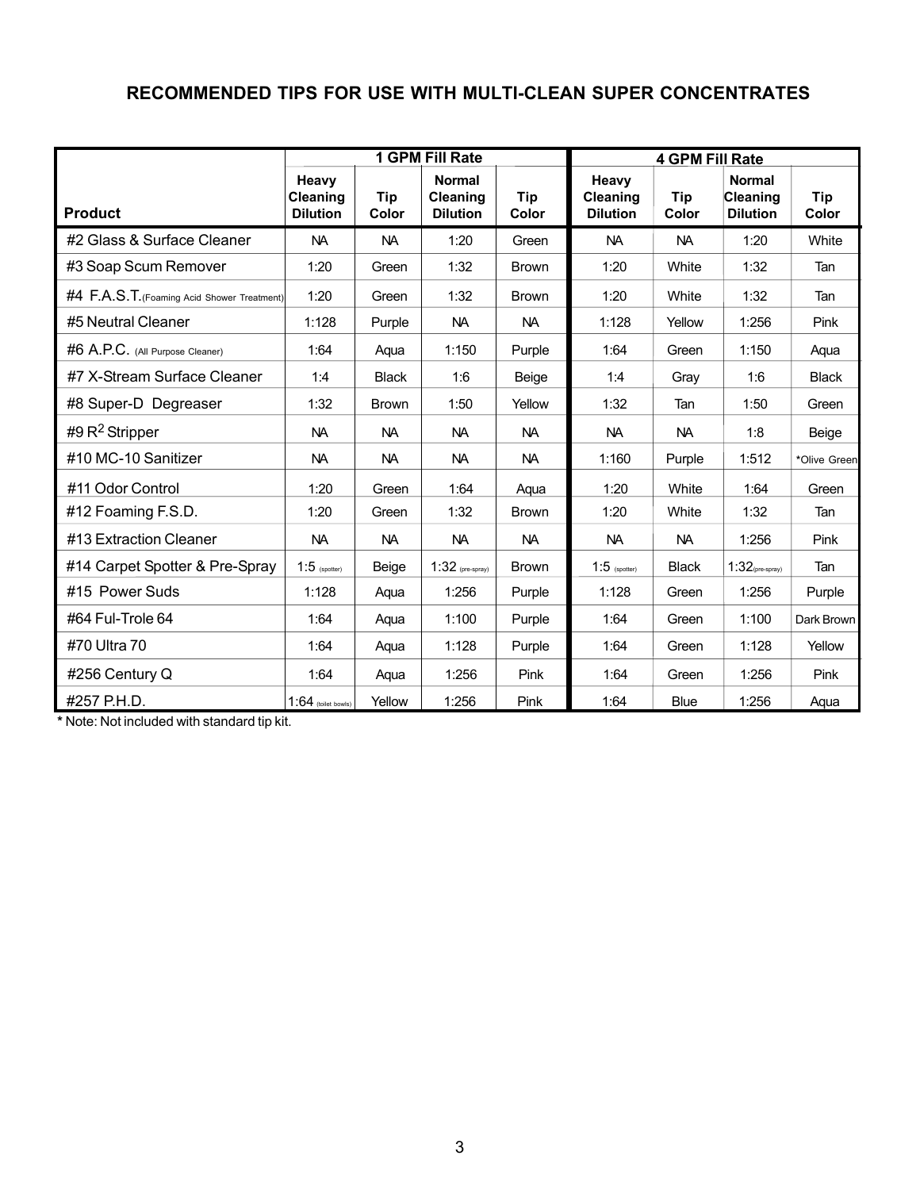## RECOMMENDED TIPS FOR USE WITH MULTI-CLEAN SUPER CONCENTRATES

| Product | 1 GPM Fill Rate | | | | 4 GPM Fill Rate | | | |
|---|---|---|---|---|---|---|---|---|
| | Heavy Cleaning Dilution | Tip Color | Normal Cleaning Dilution | Tip Color | Heavy Cleaning Dilution | Tip Color | Normal Cleaning Dilution | Tip Color |
| #2 Glass & Surface Cleaner | NA | NA | 1:20 | Green | NA | NA | 1:20 | White |
| #3 Soap Scum Remover | 1:20 | Green | 1:32 | Brown | 1:20 | White | 1:32 | Tan |
| #4 F.A.S.T. (Foaming Acid Shower Treatment) | 1:20 | Green | 1:32 | Brown | 1:20 | White | 1:32 | Tan |
| #5 Neutral Cleaner | 1:128 | Purple | NA | NA | 1:128 | Yellow | 1:256 | Pink |
| #6 A.P.C. (All Purpose Cleaner) | 1:64 | Aqua | 1:150 | Purple | 1:64 | Green | 1:150 | Aqua |
| #7 X-Stream Surface Cleaner | 1:4 | Black | 1:6 | Beige | 1:4 | Gray | 1:6 | Black |
| #8 Super-D Degreaser | 1:32 | Brown | 1:50 | Yellow | 1:32 | Tan | 1:50 | Green |
| #9 $R^2$ Stripper | NA | NA | NA | NA | NA | NA | 1:8 | Beige |
| #10 MC-10 Sanitizer | NA | NA | NA | NA | 1:160 | Purple | 1:512 | *Olive Green |
| #11 Odor Control | 1:20 | Green | 1:64 | Aqua | 1:20 | White | 1:64 | Green |
| #12 Foaming F.S.D. | 1:20 | Green | 1:32 | Brown | 1:20 | White | 1:32 | Tan |
| #13 Extraction Cleaner | NA | NA | NA | NA | NA | NA | 1:256 | Pink |
| #14 Carpet Spotter & Pre-Spray | 1:5 (spotter) | Beige | 1:32 (pre-spray) | Brown | 1:5 (spotter) | Black | 1:32 (pre-spray) | Tan |
| #15 Power Suds | 1:128 | Aqua | 1:256 | Purple | 1:128 | Green | 1:256 | Purple |
| #64 Ful-Trole 64 | 1:64 | Aqua | 1:100 | Purple | 1:64 | Green | 1:100 | Dark Brown |
| #70 Ultra 70 | 1:64 | Aqua | 1:128 | Purple | 1:64 | Green | 1:128 | Yellow |
| #256 Century Q | 1:64 | Aqua | 1:256 | Pink | 1:64 | Green | 1:256 | Pink |
| #257 P.H.D. | 1:64 (toilet bowls) | Yellow | 1:256 | Pink | 1:64 | Blue | 1:256 | Aqua |

**\*** Note: Not included with standard tip kit.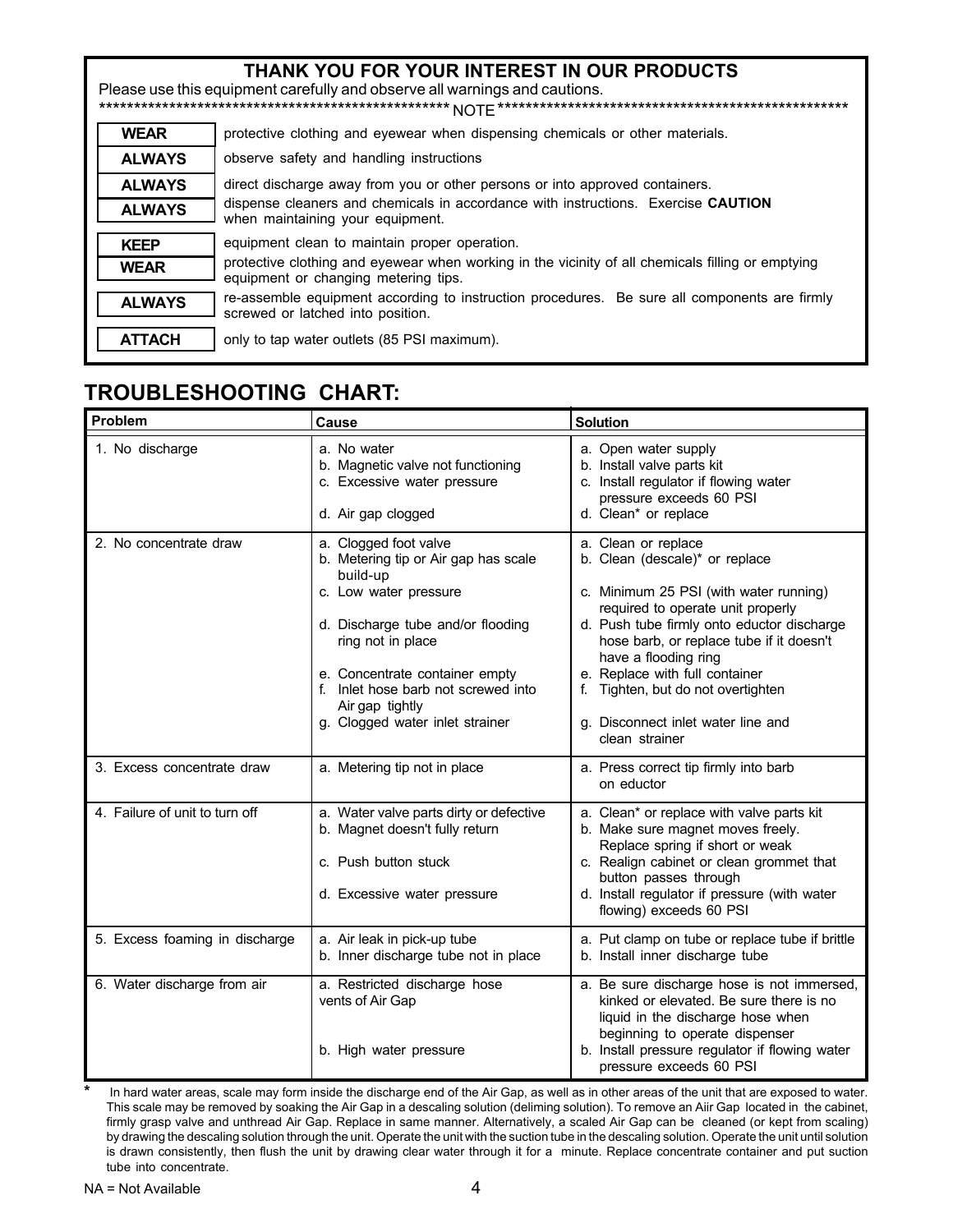## THANK YOU FOR YOUR INTEREST IN OUR PRODUCTS

Please use this equipment carefully and observe all warnings and cautions.

**************************************************** NOTE ****************************************************

| | |
|---|---|
| **WEAR** | protective clothing and eyewear when dispensing chemicals or other materials. |
| **ALWAYS** | observe safety and handling instructions |
| **ALWAYS** | direct discharge away from you or other persons or into approved containers. |
| **ALWAYS** | dispense cleaners and chemicals in accordance with instructions. Exercise **CAUTION** when maintaining your equipment. |
| **KEEP** | equipment clean to maintain proper operation. |
| **WEAR** | protective clothing and eyewear when working in the vicinity of all chemicals filling or emptying equipment or changing metering tips. |
| **ALWAYS** | re-assemble equipment according to instruction procedures. Be sure all components are firmly screwed or latched into position. |
| **ATTACH** | only to tap water outlets (85 PSI maximum). |

## TROUBLESHOOTING CHART:

| Problem | Cause | Solution |
|---|---|---|
| 1. No discharge | a. No water<br>b. Magnetic valve not functioning<br>c. Excessive water pressure<br>d. Air gap clogged | a. Open water supply<br>b. Install valve parts kit<br>c. Install regulator if flowing water pressure exceeds 60 PSI<br>d. Clean* or replace |
| 2. No concentrate draw | a. Clogged foot valve<br>b. Metering tip or Air gap has scale build-up<br>c. Low water pressure<br>d. Discharge tube and/or flooding ring not in place<br>e. Concentrate container empty<br>f. Inlet hose barb not screwed into Air gap tightly<br>g. Clogged water inlet strainer | a. Clean or replace<br>b. Clean (descale)* or replace<br>c. Minimum 25 PSI (with water running) required to operate unit properly<br>d. Push tube firmly onto eductor discharge hose barb, or replace tube if it doesn't have a flooding ring<br>e. Replace with full container<br>f. Tighten, but do not overtighten<br>g. Disconnect inlet water line and clean strainer |
| 3. Excess concentrate draw | a. Metering tip not in place | a. Press correct tip firmly into barb on eductor |
| 4. Failure of unit to turn off | a. Water valve parts dirty or defective<br>b. Magnet doesn't fully return<br>c. Push button stuck<br>d. Excessive water pressure | a. Clean* or replace with valve parts kit<br>b. Make sure magnet moves freely. Replace spring if short or weak<br>c. Realign cabinet or clean grommet that button passes through<br>d. Install regulator if pressure (with water flowing) exceeds 60 PSI |
| 5. Excess foaming in discharge | a. Air leak in pick-up tube<br>b. Inner discharge tube not in place | a. Put clamp on tube or replace tube if brittle<br>b. Install inner discharge tube |
| 6. Water discharge from air | a. Restricted discharge hose vents of Air Gap<br>b. High water pressure | a. Be sure discharge hose is not immersed, kinked or elevated. Be sure there is no liquid in the discharge hose when beginning to operate dispenser<br>b. Install pressure regulator if flowing water pressure exceeds 60 PSI |

\* In hard water areas, scale may form inside the discharge end of the Air Gap, as well as in other areas of the unit that are exposed to water. This scale may be removed by soaking the Air Gap in a descaling solution (deliming solution). To remove an Aiir Gap located in the cabinet, firmly grasp valve and unthread Air Gap. Replace in same manner. Alternatively, a scaled Air Gap can be cleaned (or kept from scaling) by drawing the descaling solution through the unit. Operate the unit with the suction tube in the descaling solution. Operate the unit until solution is drawn consistently, then flush the unit by drawing clear water through it for a minute. Replace concentrate container and put suction tube into concentrate.

NA = Not Available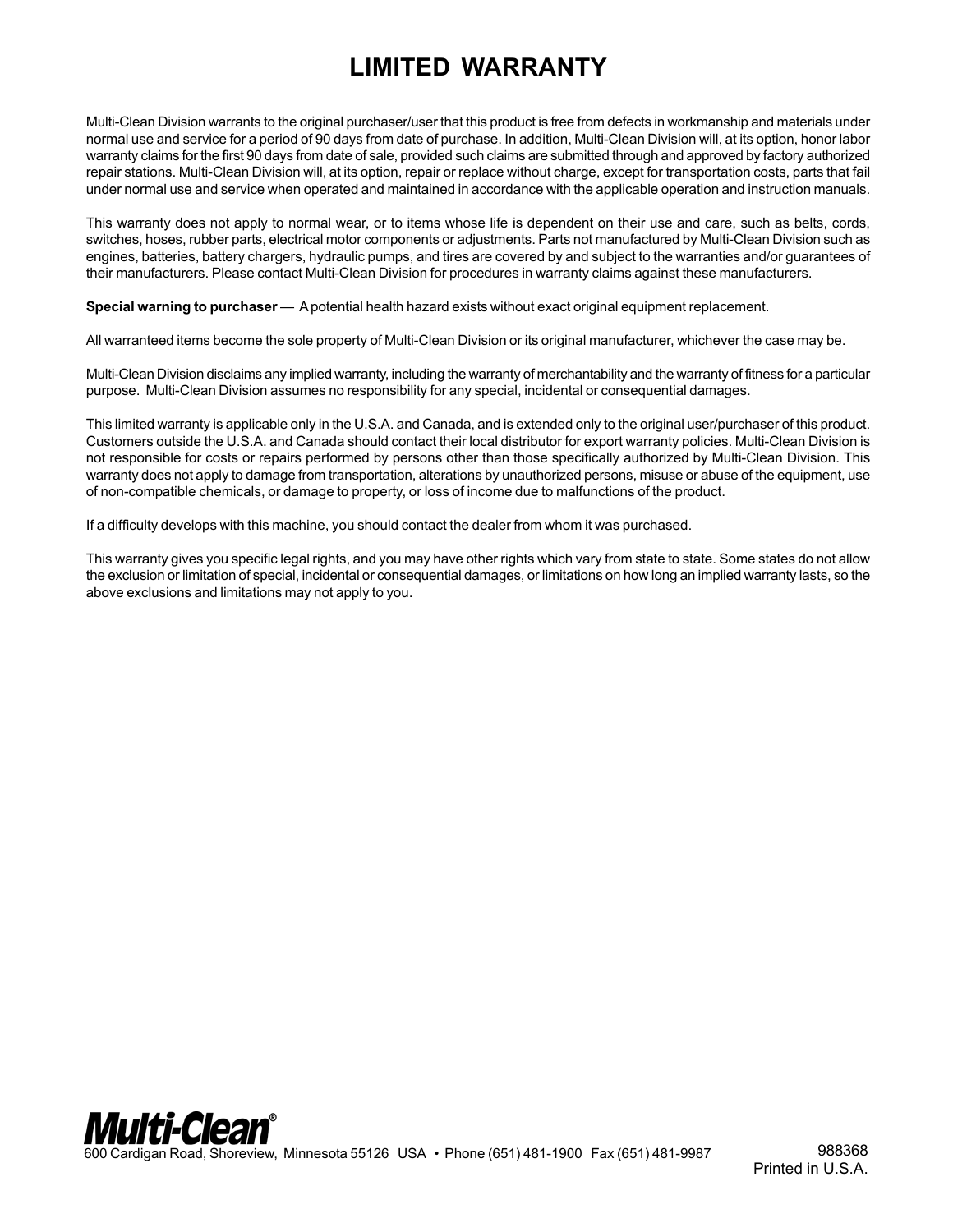# LIMITED WARRANTY

Multi-Clean Division warrants to the original purchaser/user that this product is free from defects in workmanship and materials under normal use and service for a period of 90 days from date of purchase. In addition, Multi-Clean Division will, at its option, honor labor warranty claims for the first 90 days from date of sale, provided such claims are submitted through and approved by factory authorized repair stations. Multi-Clean Division will, at its option, repair or replace without charge, except for transportation costs, parts that fail under normal use and service when operated and maintained in accordance with the applicable operation and instruction manuals.

This warranty does not apply to normal wear, or to items whose life is dependent on their use and care, such as belts, cords, switches, hoses, rubber parts, electrical motor components or adjustments. Parts not manufactured by Multi-Clean Division such as engines, batteries, battery chargers, hydraulic pumps, and tires are covered by and subject to the warranties and/or guarantees of their manufacturers. Please contact Multi-Clean Division for procedures in warranty claims against these manufacturers.

**Special warning to purchaser** — A potential health hazard exists without exact original equipment replacement.

All warranteed items become the sole property of Multi-Clean Division or its original manufacturer, whichever the case may be.

Multi-Clean Division disclaims any implied warranty, including the warranty of merchantability and the warranty of fitness for a particular purpose. Multi-Clean Division assumes no responsibility for any special, incidental or consequential damages.

This limited warranty is applicable only in the U.S.A. and Canada, and is extended only to the original user/purchaser of this product. Customers outside the U.S.A. and Canada should contact their local distributor for export warranty policies. Multi-Clean Division is not responsible for costs or repairs performed by persons other than those specifically authorized by Multi-Clean Division. This warranty does not apply to damage from transportation, alterations by unauthorized persons, misuse or abuse of the equipment, use of non-compatible chemicals, or damage to property, or loss of income due to malfunctions of the product.

If a difficulty develops with this machine, you should contact the dealer from whom it was purchased.

This warranty gives you specific legal rights, and you may have other rights which vary from state to state. Some states do not allow the exclusion or limitation of special, incidental or consequential damages, or limitations on how long an implied warranty lasts, so the above exclusions and limitations may not apply to you.

**Multi-Clean®**

600 Cardigan Road, Shoreview, Minnesota 55126 USA • Phone (651) 481-1900 Fax (651) 481-9987

988368
Printed in U.S.A.